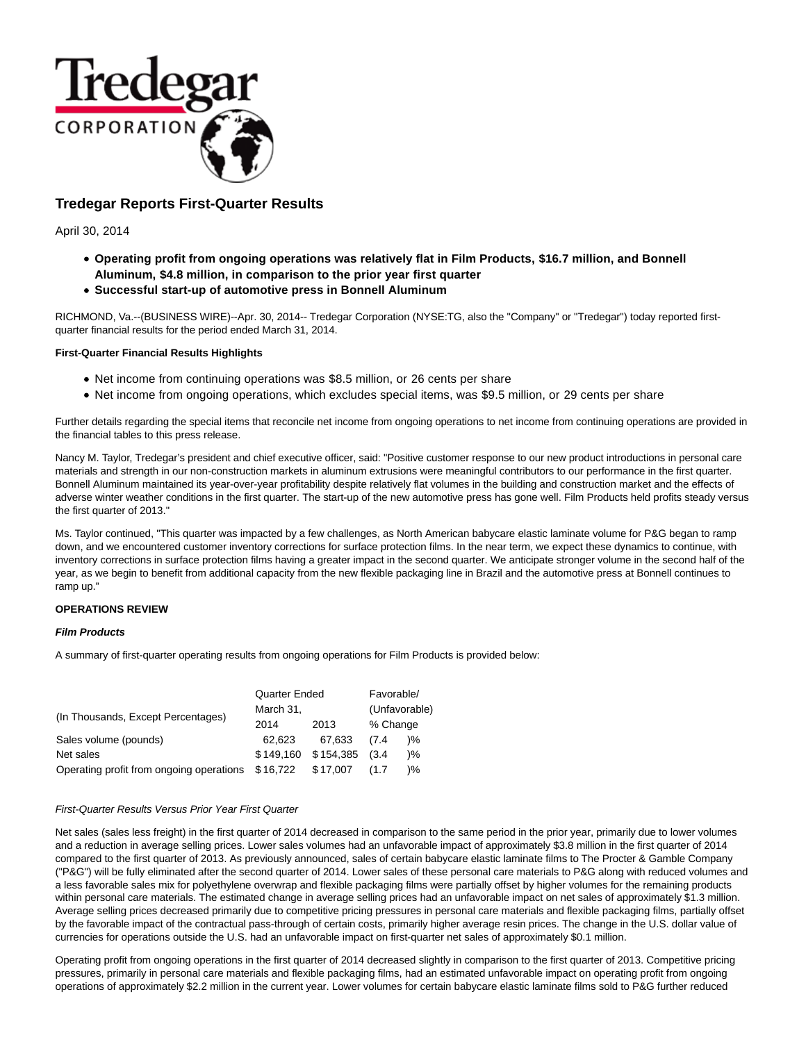# Tredegar Reports First-Quarter Results

April 30, 2014

- **Operating profit from ongoing operations was relatively flat in Film Products, $16.7 million, and Bonnell Aluminum, $4.8 million, in comparison to the prior year first quarter**
- **Successful start-up of automotive press in Bonnell Aluminum**

RICHMOND, Va.--(BUSINESS WIRE)--Apr. 30, 2014-- Tredegar Corporation (NYSE:TG, also the "Company" or "Tredegar") today reported first-quarter financial results for the period ended March 31, 2014.

**First-Quarter Financial Results Highlights**

- Net income from continuing operations was $8.5 million, or 26 cents per share
- Net income from ongoing operations, which excludes special items, was $9.5 million, or 29 cents per share

Further details regarding the special items that reconcile net income from ongoing operations to net income from continuing operations are provided in the financial tables to this press release.

Nancy M. Taylor, Tredegar's president and chief executive officer, said: "Positive customer response to our new product introductions in personal care materials and strength in our non-construction markets in aluminum extrusions were meaningful contributors to our performance in the first quarter. Bonnell Aluminum maintained its year-over-year profitability despite relatively flat volumes in the building and construction market and the effects of adverse winter weather conditions in the first quarter. The start-up of the new automotive press has gone well. Film Products held profits steady versus the first quarter of 2013."

Ms. Taylor continued, "This quarter was impacted by a few challenges, as North American babycare elastic laminate volume for P&G began to ramp down, and we encountered customer inventory corrections for surface protection films. In the near term, we expect these dynamics to continue, with inventory corrections in surface protection films having a greater impact in the second quarter. We anticipate stronger volume in the second half of the year, as we begin to benefit from additional capacity from the new flexible packaging line in Brazil and the automotive press at Bonnell continues to ramp up."

**OPERATIONS REVIEW**

***Film Products***

A summary of first-quarter operating results from ongoing operations for Film Products is provided below:

| (In Thousands, Except Percentages) | Quarter Ended March 31, 2014 | 2013 | Favorable/ (Unfavorable) % Change |
|---|---|---|---|
| Sales volume (pounds) | 62,623 | 67,633 | (7.4 )% |
| Net sales | $149,160 | $154,385 | (3.4 )% |
| Operating profit from ongoing operations | $16,722 | $17,007 | (1.7 )% |

*First-Quarter Results Versus Prior Year First Quarter*

Net sales (sales less freight) in the first quarter of 2014 decreased in comparison to the same period in the prior year, primarily due to lower volumes and a reduction in average selling prices. Lower sales volumes had an unfavorable impact of approximately $3.8 million in the first quarter of 2014 compared to the first quarter of 2013. As previously announced, sales of certain babycare elastic laminate films to The Procter & Gamble Company ("P&G") will be fully eliminated after the second quarter of 2014. Lower sales of these personal care materials to P&G along with reduced volumes and a less favorable sales mix for polyethylene overwrap and flexible packaging films were partially offset by higher volumes for the remaining products within personal care materials. The estimated change in average selling prices had an unfavorable impact on net sales of approximately $1.3 million. Average selling prices decreased primarily due to competitive pricing pressures in personal care materials and flexible packaging films, partially offset by the favorable impact of the contractual pass-through of certain costs, primarily higher average resin prices. The change in the U.S. dollar value of currencies for operations outside the U.S. had an unfavorable impact on first-quarter net sales of approximately $0.1 million.

Operating profit from ongoing operations in the first quarter of 2014 decreased slightly in comparison to the first quarter of 2013. Competitive pricing pressures, primarily in personal care materials and flexible packaging films, had an estimated unfavorable impact on operating profit from ongoing operations of approximately $2.2 million in the current year. Lower volumes for certain babycare elastic laminate films sold to P&G further reduced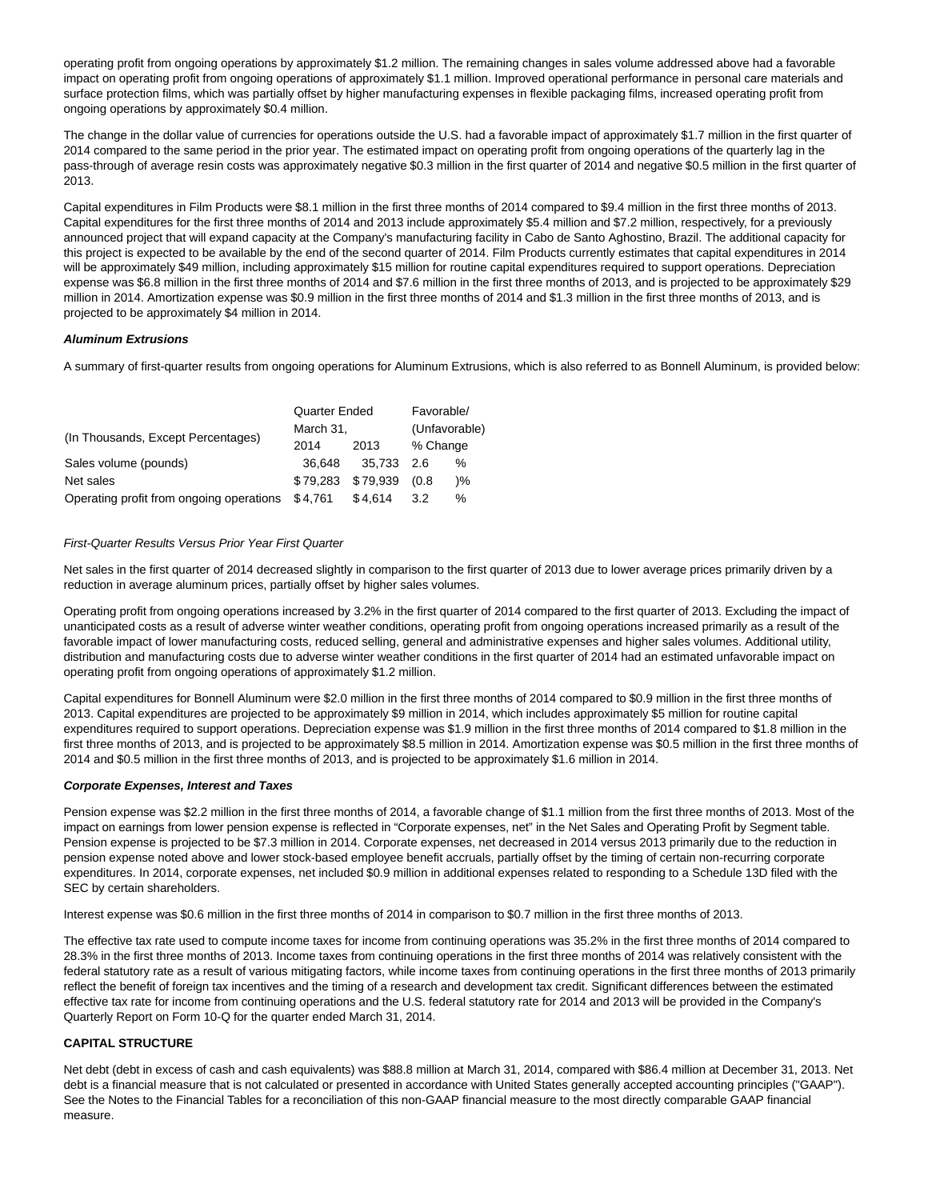operating profit from ongoing operations by approximately $1.2 million. The remaining changes in sales volume addressed above had a favorable impact on operating profit from ongoing operations of approximately $1.1 million. Improved operational performance in personal care materials and surface protection films, which was partially offset by higher manufacturing expenses in flexible packaging films, increased operating profit from ongoing operations by approximately $0.4 million.

The change in the dollar value of currencies for operations outside the U.S. had a favorable impact of approximately $1.7 million in the first quarter of 2014 compared to the same period in the prior year. The estimated impact on operating profit from ongoing operations of the quarterly lag in the pass-through of average resin costs was approximately negative $0.3 million in the first quarter of 2014 and negative $0.5 million in the first quarter of 2013.

Capital expenditures in Film Products were $8.1 million in the first three months of 2014 compared to $9.4 million in the first three months of 2013. Capital expenditures for the first three months of 2014 and 2013 include approximately $5.4 million and $7.2 million, respectively, for a previously announced project that will expand capacity at the Company's manufacturing facility in Cabo de Santo Aghostino, Brazil. The additional capacity for this project is expected to be available by the end of the second quarter of 2014. Film Products currently estimates that capital expenditures in 2014 will be approximately $49 million, including approximately $15 million for routine capital expenditures required to support operations. Depreciation expense was $6.8 million in the first three months of 2014 and $7.6 million in the first three months of 2013, and is projected to be approximately $29 million in 2014. Amortization expense was $0.9 million in the first three months of 2014 and $1.3 million in the first three months of 2013, and is projected to be approximately $4 million in 2014.

***Aluminum Extrusions***

A summary of first-quarter results from ongoing operations for Aluminum Extrusions, which is also referred to as Bonnell Aluminum, is provided below:

| (In Thousands, Except Percentages) | Quarter Ended March 31, 2014 | Quarter Ended March 31, 2013 | Favorable/ (Unfavorable) % Change |
|---|---|---|---|
| Sales volume (pounds) | 36,648 | 35,733 | 2.6 % |
| Net sales | $79,283 | $79,939 | (0.8 )% |
| Operating profit from ongoing operations | $4,761 | $4,614 | 3.2 % |

*First-Quarter Results Versus Prior Year First Quarter*

Net sales in the first quarter of 2014 decreased slightly in comparison to the first quarter of 2013 due to lower average prices primarily driven by a reduction in average aluminum prices, partially offset by higher sales volumes.

Operating profit from ongoing operations increased by 3.2% in the first quarter of 2014 compared to the first quarter of 2013. Excluding the impact of unanticipated costs as a result of adverse winter weather conditions, operating profit from ongoing operations increased primarily as a result of the favorable impact of lower manufacturing costs, reduced selling, general and administrative expenses and higher sales volumes. Additional utility, distribution and manufacturing costs due to adverse winter weather conditions in the first quarter of 2014 had an estimated unfavorable impact on operating profit from ongoing operations of approximately $1.2 million.

Capital expenditures for Bonnell Aluminum were $2.0 million in the first three months of 2014 compared to $0.9 million in the first three months of 2013. Capital expenditures are projected to be approximately $9 million in 2014, which includes approximately $5 million for routine capital expenditures required to support operations. Depreciation expense was $1.9 million in the first three months of 2014 compared to $1.8 million in the first three months of 2013, and is projected to be approximately $8.5 million in 2014. Amortization expense was $0.5 million in the first three months of 2014 and $0.5 million in the first three months of 2013, and is projected to be approximately $1.6 million in 2014.

***Corporate Expenses, Interest and Taxes***

Pension expense was $2.2 million in the first three months of 2014, a favorable change of $1.1 million from the first three months of 2013. Most of the impact on earnings from lower pension expense is reflected in "Corporate expenses, net" in the Net Sales and Operating Profit by Segment table. Pension expense is projected to be $7.3 million in 2014. Corporate expenses, net decreased in 2014 versus 2013 primarily due to the reduction in pension expense noted above and lower stock-based employee benefit accruals, partially offset by the timing of certain non-recurring corporate expenditures. In 2014, corporate expenses, net included $0.9 million in additional expenses related to responding to a Schedule 13D filed with the SEC by certain shareholders.

Interest expense was $0.6 million in the first three months of 2014 in comparison to $0.7 million in the first three months of 2013.

The effective tax rate used to compute income taxes for income from continuing operations was 35.2% in the first three months of 2014 compared to 28.3% in the first three months of 2013. Income taxes from continuing operations in the first three months of 2014 was relatively consistent with the federal statutory rate as a result of various mitigating factors, while income taxes from continuing operations in the first three months of 2013 primarily reflect the benefit of foreign tax incentives and the timing of a research and development tax credit. Significant differences between the estimated effective tax rate for income from continuing operations and the U.S. federal statutory rate for 2014 and 2013 will be provided in the Company's Quarterly Report on Form 10-Q for the quarter ended March 31, 2014.

**CAPITAL STRUCTURE**

Net debt (debt in excess of cash and cash equivalents) was $88.8 million at March 31, 2014, compared with $86.4 million at December 31, 2013. Net debt is a financial measure that is not calculated or presented in accordance with United States generally accepted accounting principles ("GAAP"). See the Notes to the Financial Tables for a reconciliation of this non-GAAP financial measure to the most directly comparable GAAP financial measure.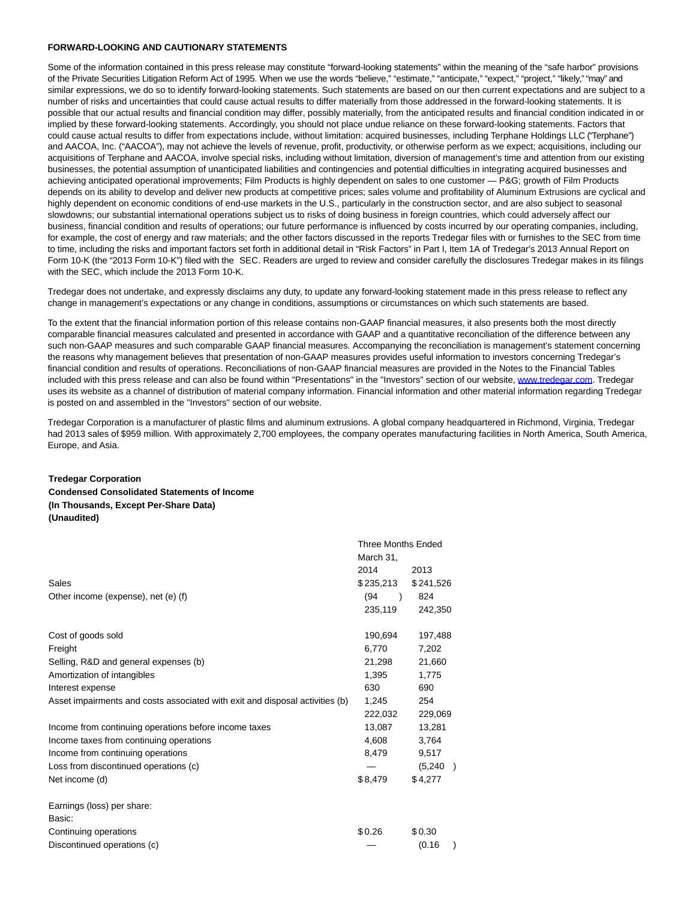**FORWARD-LOOKING AND CAUTIONARY STATEMENTS**

Some of the information contained in this press release may constitute “forward-looking statements” within the meaning of the “safe harbor” provisions of the Private Securities Litigation Reform Act of 1995. When we use the words “believe,” “estimate,” “anticipate,” “expect,” “project,” “likely,” “may” and similar expressions, we do so to identify forward-looking statements. Such statements are based on our then current expectations and are subject to a number of risks and uncertainties that could cause actual results to differ materially from those addressed in the forward-looking statements. It is possible that our actual results and financial condition may differ, possibly materially, from the anticipated results and financial condition indicated in or implied by these forward-looking statements. Accordingly, you should not place undue reliance on these forward-looking statements. Factors that could cause actual results to differ from expectations include, without limitation: acquired businesses, including Terphane Holdings LLC (“Terphane”) and AACOA, Inc. (“AACOA”), may not achieve the levels of revenue, profit, productivity, or otherwise perform as we expect; acquisitions, including our acquisitions of Terphane and AACOA, involve special risks, including without limitation, diversion of management’s time and attention from our existing businesses, the potential assumption of unanticipated liabilities and contingencies and potential difficulties in integrating acquired businesses and achieving anticipated operational improvements; Film Products is highly dependent on sales to one customer — P&G; growth of Film Products depends on its ability to develop and deliver new products at competitive prices; sales volume and profitability of Aluminum Extrusions are cyclical and highly dependent on economic conditions of end-use markets in the U.S., particularly in the construction sector, and are also subject to seasonal slowdowns; our substantial international operations subject us to risks of doing business in foreign countries, which could adversely affect our business, financial condition and results of operations; our future performance is influenced by costs incurred by our operating companies, including, for example, the cost of energy and raw materials; and the other factors discussed in the reports Tredegar files with or furnishes to the SEC from time to time, including the risks and important factors set forth in additional detail in “Risk Factors” in Part I, Item 1A of Tredegar’s 2013 Annual Report on Form 10-K (the “2013 Form 10-K”) filed with the SEC. Readers are urged to review and consider carefully the disclosures Tredegar makes in its filings with the SEC, which include the 2013 Form 10-K.

Tredegar does not undertake, and expressly disclaims any duty, to update any forward-looking statement made in this press release to reflect any change in management’s expectations or any change in conditions, assumptions or circumstances on which such statements are based.

To the extent that the financial information portion of this release contains non-GAAP financial measures, it also presents both the most directly comparable financial measures calculated and presented in accordance with GAAP and a quantitative reconciliation of the difference between any such non-GAAP measures and such comparable GAAP financial measures. Accompanying the reconciliation is management’s statement concerning the reasons why management believes that presentation of non-GAAP measures provides useful information to investors concerning Tredegar’s financial condition and results of operations. Reconciliations of non-GAAP financial measures are provided in the Notes to the Financial Tables included with this press release and can also be found within "Presentations" in the "Investors" section of our website, www.tredegar.com. Tredegar uses its website as a channel of distribution of material company information. Financial information and other material information regarding Tredegar is posted on and assembled in the "Investors" section of our website.

Tredegar Corporation is a manufacturer of plastic films and aluminum extrusions. A global company headquartered in Richmond, Virginia, Tredegar had 2013 sales of $959 million. With approximately 2,700 employees, the company operates manufacturing facilities in North America, South America, Europe, and Asia.

**Tredegar Corporation**
**Condensed Consolidated Statements of Income**
**(In Thousands, Except Per-Share Data)**
**(Unaudited)**

| | Three Months Ended March 31, | |
|---|---|---|
| | 2014 | 2013 |
| Sales | $235,213 | $241,526 |
| Other income (expense), net (e) (f) | (94) | 824 |
| | 235,119 | 242,350 |
| Cost of goods sold | 190,694 | 197,488 |
| Freight | 6,770 | 7,202 |
| Selling, R&D and general expenses (b) | 21,298 | 21,660 |
| Amortization of intangibles | 1,395 | 1,775 |
| Interest expense | 630 | 690 |
| Asset impairments and costs associated with exit and disposal activities (b) | 1,245 | 254 |
| | 222,032 | 229,069 |
| Income from continuing operations before income taxes | 13,087 | 13,281 |
| Income taxes from continuing operations | 4,608 | 3,764 |
| Income from continuing operations | 8,479 | 9,517 |
| Loss from discontinued operations (c) | — | (5,240) |
| Net income (d) | $8,479 | $4,277 |
| Earnings (loss) per share: | | |
| Basic: | | |
| Continuing operations | $0.26 | $0.30 |
| Discontinued operations (c) | — | (0.16) |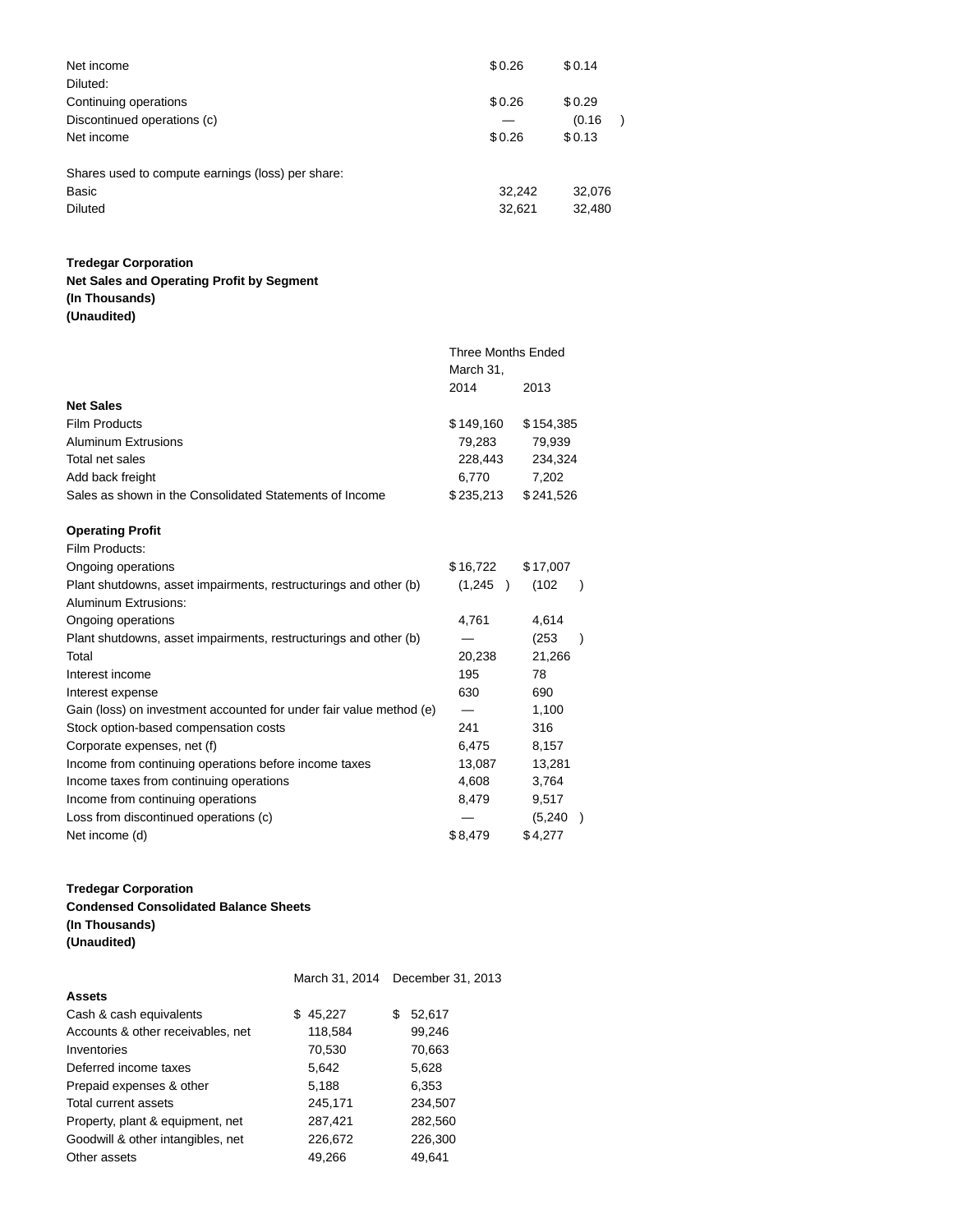| | | |
|---|---|---|
| Net income | $0.26 | $0.14 |
| Diluted: | | |
| Continuing operations | $0.26 | $0.29 |
| Discontinued operations (c) | — | (0.16 ) |
| Net income | $0.26 | $0.13 |
| | | |
| Shares used to compute earnings (loss) per share: | | |
| Basic | 32,242 | 32,076 |
| Diluted | 32,621 | 32,480 |

**Tredegar Corporation**
**Net Sales and Operating Profit by Segment**
**(In Thousands)**
**(Unaudited)**

| | Three Months Ended March 31, | |
|---|---|---|
| | 2014 | 2013 |
| **Net Sales** | | |
| Film Products | $149,160 | $154,385 |
| Aluminum Extrusions | 79,283 | 79,939 |
| Total net sales | 228,443 | 234,324 |
| Add back freight | 6,770 | 7,202 |
| Sales as shown in the Consolidated Statements of Income | $235,213 | $241,526 |
| | | |
| **Operating Profit** | | |
| Film Products: | | |
| Ongoing operations | $16,722 | $17,007 |
| Plant shutdowns, asset impairments, restructurings and other (b) | (1,245 ) | (102 ) |
| Aluminum Extrusions: | | |
| Ongoing operations | 4,761 | 4,614 |
| Plant shutdowns, asset impairments, restructurings and other (b) | — | (253 ) |
| Total | 20,238 | 21,266 |
| Interest income | 195 | 78 |
| Interest expense | 630 | 690 |
| Gain (loss) on investment accounted for under fair value method (e) | — | 1,100 |
| Stock option-based compensation costs | 241 | 316 |
| Corporate expenses, net (f) | 6,475 | 8,157 |
| Income from continuing operations before income taxes | 13,087 | 13,281 |
| Income taxes from continuing operations | 4,608 | 3,764 |
| Income from continuing operations | 8,479 | 9,517 |
| Loss from discontinued operations (c) | — | (5,240 ) |
| Net income (d) | $8,479 | $4,277 |

**Tredegar Corporation**
**Condensed Consolidated Balance Sheets**
**(In Thousands)**
**(Unaudited)**

| | March 31, 2014 | December 31, 2013 |
|---|---|---|
| **Assets** | | |
| Cash & cash equivalents | $ 45,227 | $ 52,617 |
| Accounts & other receivables, net | 118,584 | 99,246 |
| Inventories | 70,530 | 70,663 |
| Deferred income taxes | 5,642 | 5,628 |
| Prepaid expenses & other | 5,188 | 6,353 |
| Total current assets | 245,171 | 234,507 |
| Property, plant & equipment, net | 287,421 | 282,560 |
| Goodwill & other intangibles, net | 226,672 | 226,300 |
| Other assets | 49,266 | 49,641 |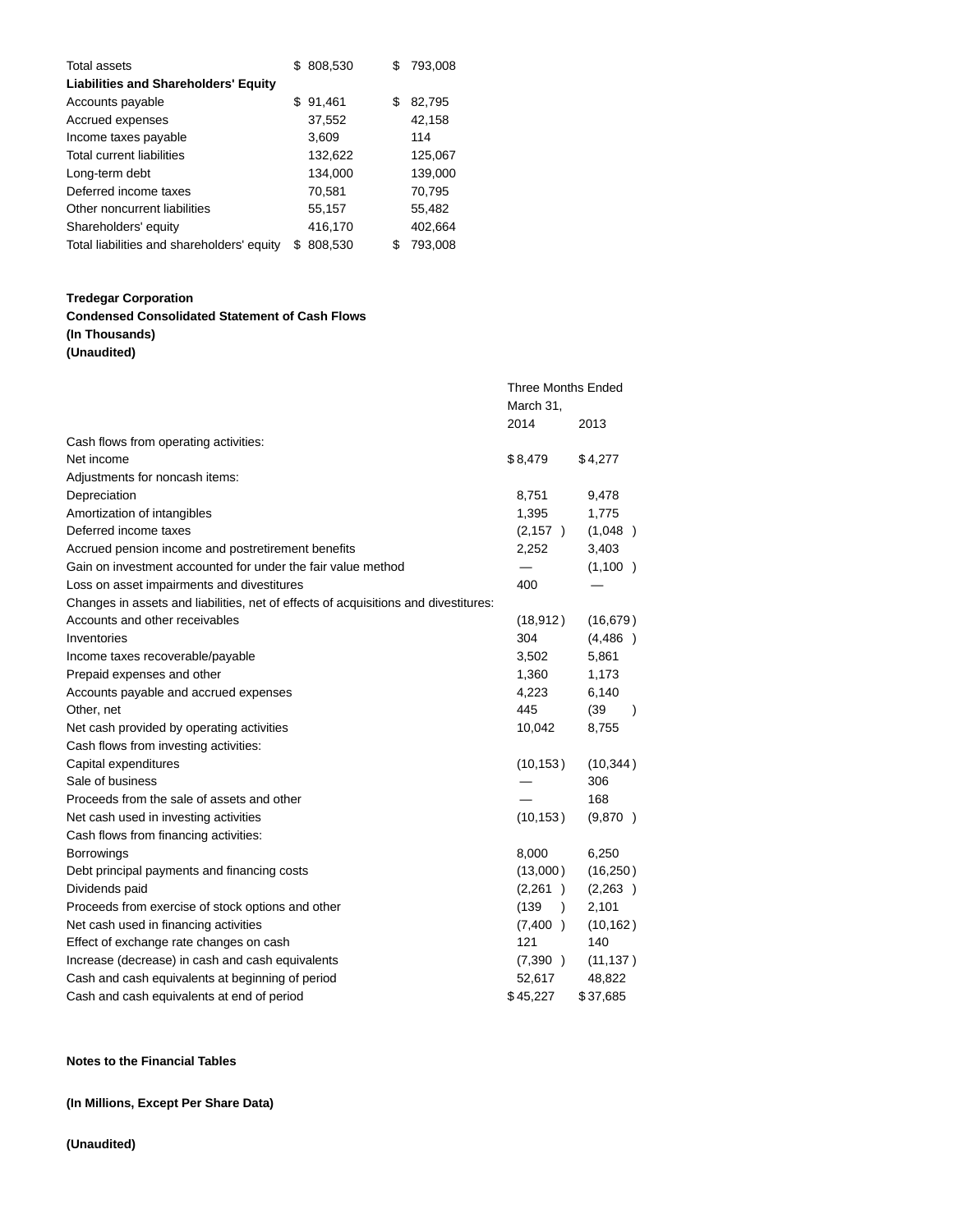| | | |
|---|---|---|
| Total assets | $ 808,530 | $ 793,008 |
| **Liabilities and Shareholders' Equity** | | |
| Accounts payable | $ 91,461 | $ 82,795 |
| Accrued expenses | 37,552 | 42,158 |
| Income taxes payable | 3,609 | 114 |
| Total current liabilities | 132,622 | 125,067 |
| Long-term debt | 134,000 | 139,000 |
| Deferred income taxes | 70,581 | 70,795 |
| Other noncurrent liabilities | 55,157 | 55,482 |
| Shareholders' equity | 416,170 | 402,664 |
| Total liabilities and shareholders' equity | $ 808,530 | $ 793,008 |

**Tredegar Corporation**
**Condensed Consolidated Statement of Cash Flows**
**(In Thousands)**
**(Unaudited)**

| | Three Months Ended March 31, | |
|---|---|---|
| | 2014 | 2013 |
| Cash flows from operating activities: | | |
| Net income | $ 8,479 | $ 4,277 |
| Adjustments for noncash items: | | |
| Depreciation | 8,751 | 9,478 |
| Amortization of intangibles | 1,395 | 1,775 |
| Deferred income taxes | (2,157 ) | (1,048 ) |
| Accrued pension income and postretirement benefits | 2,252 | 3,403 |
| Gain on investment accounted for under the fair value method | — | (1,100 ) |
| Loss on asset impairments and divestitures | 400 | — |
| Changes in assets and liabilities, net of effects of acquisitions and divestitures: | | |
| Accounts and other receivables | (18,912 ) | (16,679 ) |
| Inventories | 304 | (4,486 ) |
| Income taxes recoverable/payable | 3,502 | 5,861 |
| Prepaid expenses and other | 1,360 | 1,173 |
| Accounts payable and accrued expenses | 4,223 | 6,140 |
| Other, net | 445 | (39 ) |
| Net cash provided by operating activities | 10,042 | 8,755 |
| Cash flows from investing activities: | | |
| Capital expenditures | (10,153 ) | (10,344 ) |
| Sale of business | — | 306 |
| Proceeds from the sale of assets and other | — | 168 |
| Net cash used in investing activities | (10,153 ) | (9,870 ) |
| Cash flows from financing activities: | | |
| Borrowings | 8,000 | 6,250 |
| Debt principal payments and financing costs | (13,000 ) | (16,250 ) |
| Dividends paid | (2,261 ) | (2,263 ) |
| Proceeds from exercise of stock options and other | (139 ) | 2,101 |
| Net cash used in financing activities | (7,400 ) | (10,162 ) |
| Effect of exchange rate changes on cash | 121 | 140 |
| Increase (decrease) in cash and cash equivalents | (7,390 ) | (11,137 ) |
| Cash and cash equivalents at beginning of period | 52,617 | 48,822 |
| Cash and cash equivalents at end of period | $ 45,227 | $ 37,685 |

**Notes to the Financial Tables**

**(In Millions, Except Per Share Data)**

**(Unaudited)**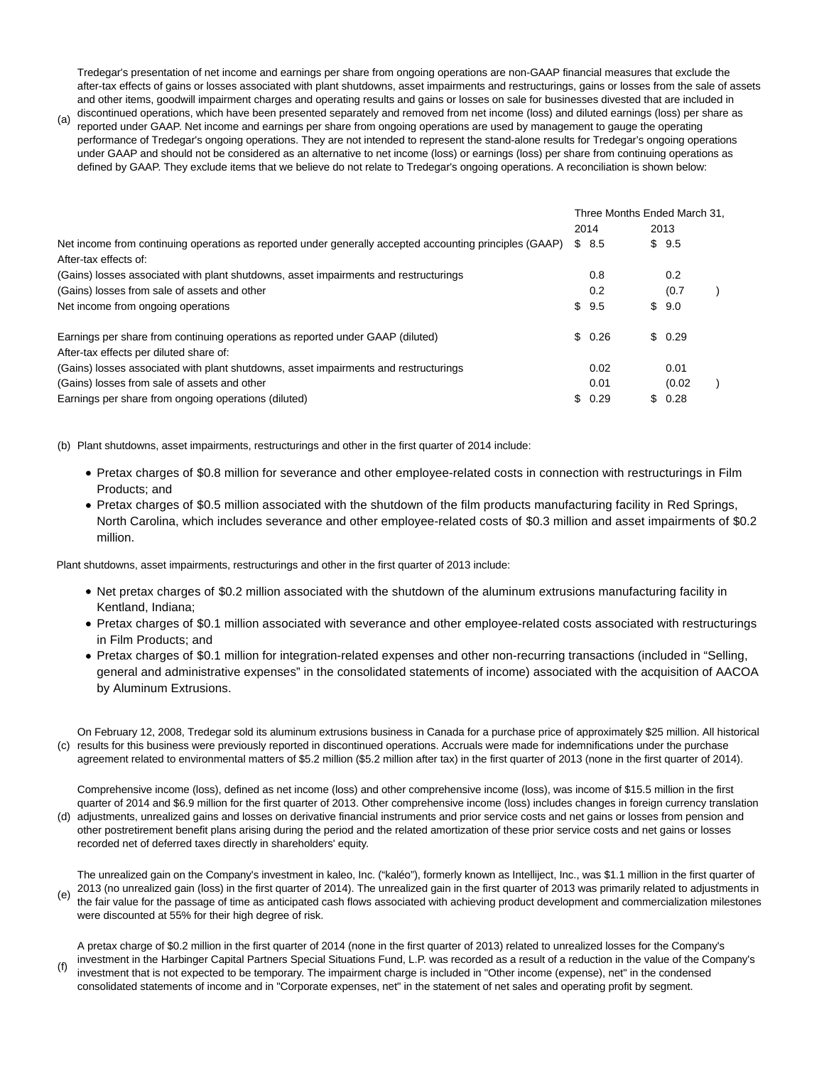(a) Tredegar's presentation of net income and earnings per share from ongoing operations are non-GAAP financial measures that exclude the after-tax effects of gains or losses associated with plant shutdowns, asset impairments and restructurings, gains or losses from the sale of assets and other items, goodwill impairment charges and operating results and gains or losses on sale for businesses divested that are included in discontinued operations, which have been presented separately and removed from net income (loss) and diluted earnings (loss) per share as reported under GAAP. Net income and earnings per share from ongoing operations are used by management to gauge the operating performance of Tredegar's ongoing operations. They are not intended to represent the stand-alone results for Tredegar's ongoing operations under GAAP and should not be considered as an alternative to net income (loss) or earnings (loss) per share from continuing operations as defined by GAAP. They exclude items that we believe do not relate to Tredegar's ongoing operations. A reconciliation is shown below:

| | Three Months Ended March 31, | |
|---|---|---|
| | 2014 | 2013 |
| Net income from continuing operations as reported under generally accepted accounting principles (GAAP) | $ 8.5 | $ 9.5 |
| After-tax effects of: | | |
| (Gains) losses associated with plant shutdowns, asset impairments and restructurings | 0.8 | 0.2 |
| (Gains) losses from sale of assets and other | 0.2 | (0.7) |
| Net income from ongoing operations | $ 9.5 | $ 9.0 |
| | | |
| Earnings per share from continuing operations as reported under GAAP (diluted) | $ 0.26 | $ 0.29 |
| After-tax effects per diluted share of: | | |
| (Gains) losses associated with plant shutdowns, asset impairments and restructurings | 0.02 | 0.01 |
| (Gains) losses from sale of assets and other | 0.01 | (0.02) |
| Earnings per share from ongoing operations (diluted) | $ 0.29 | $ 0.28 |

(b) Plant shutdowns, asset impairments, restructurings and other in the first quarter of 2014 include:

- Pretax charges of $0.8 million for severance and other employee-related costs in connection with restructurings in Film Products; and
- Pretax charges of $0.5 million associated with the shutdown of the film products manufacturing facility in Red Springs, North Carolina, which includes severance and other employee-related costs of $0.3 million and asset impairments of $0.2 million.

Plant shutdowns, asset impairments, restructurings and other in the first quarter of 2013 include:

- Net pretax charges of $0.2 million associated with the shutdown of the aluminum extrusions manufacturing facility in Kentland, Indiana;
- Pretax charges of $0.1 million associated with severance and other employee-related costs associated with restructurings in Film Products; and
- Pretax charges of $0.1 million for integration-related expenses and other non-recurring transactions (included in "Selling, general and administrative expenses" in the consolidated statements of income) associated with the acquisition of AACOA by Aluminum Extrusions.

(c) On February 12, 2008, Tredegar sold its aluminum extrusions business in Canada for a purchase price of approximately $25 million. All historical results for this business were previously reported in discontinued operations. Accruals were made for indemnifications under the purchase agreement related to environmental matters of $5.2 million ($5.2 million after tax) in the first quarter of 2013 (none in the first quarter of 2014).

(d) Comprehensive income (loss), defined as net income (loss) and other comprehensive income (loss), was income of $15.5 million in the first quarter of 2014 and $6.9 million for the first quarter of 2013. Other comprehensive income (loss) includes changes in foreign currency translation adjustments, unrealized gains and losses on derivative financial instruments and prior service costs and net gains or losses from pension and other postretirement benefit plans arising during the period and the related amortization of these prior service costs and net gains or losses recorded net of deferred taxes directly in shareholders' equity.

(e) The unrealized gain on the Company's investment in kaleo, Inc. ("kaléo"), formerly known as Intelliject, Inc., was $1.1 million in the first quarter of 2013 (no unrealized gain (loss) in the first quarter of 2014). The unrealized gain in the first quarter of 2013 was primarily related to adjustments in the fair value for the passage of time as anticipated cash flows associated with achieving product development and commercialization milestones were discounted at 55% for their high degree of risk.

(f) A pretax charge of $0.2 million in the first quarter of 2014 (none in the first quarter of 2013) related to unrealized losses for the Company's investment in the Harbinger Capital Partners Special Situations Fund, L.P. was recorded as a result of a reduction in the value of the Company's investment that is not expected to be temporary. The impairment charge is included in "Other income (expense), net" in the condensed consolidated statements of income and in "Corporate expenses, net" in the statement of net sales and operating profit by segment.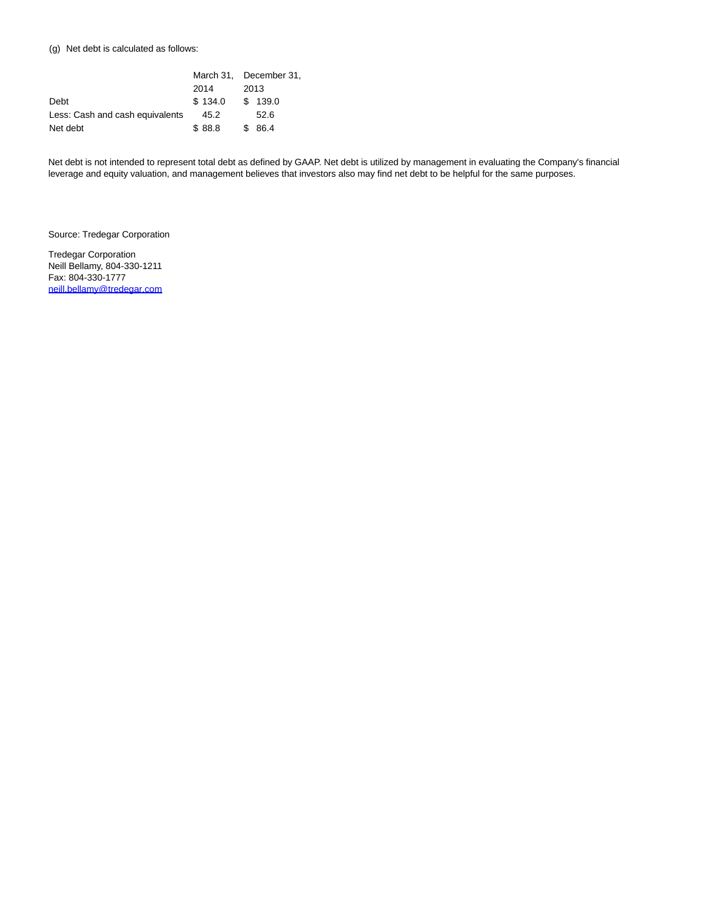(g) Net debt is calculated as follows:

| | March 31, 2014 | December 31, 2013 |
|---|---|---|
| Debt | $ 134.0 | $ 139.0 |
| Less: Cash and cash equivalents | 45.2 | 52.6 |
| Net debt | $ 88.8 | $ 86.4 |

Net debt is not intended to represent total debt as defined by GAAP. Net debt is utilized by management in evaluating the Company's financial leverage and equity valuation, and management believes that investors also may find net debt to be helpful for the same purposes.

Source: Tredegar Corporation

Tredegar Corporation
Neill Bellamy, 804-330-1211
Fax: 804-330-1777
neill.bellamy@tredegar.com